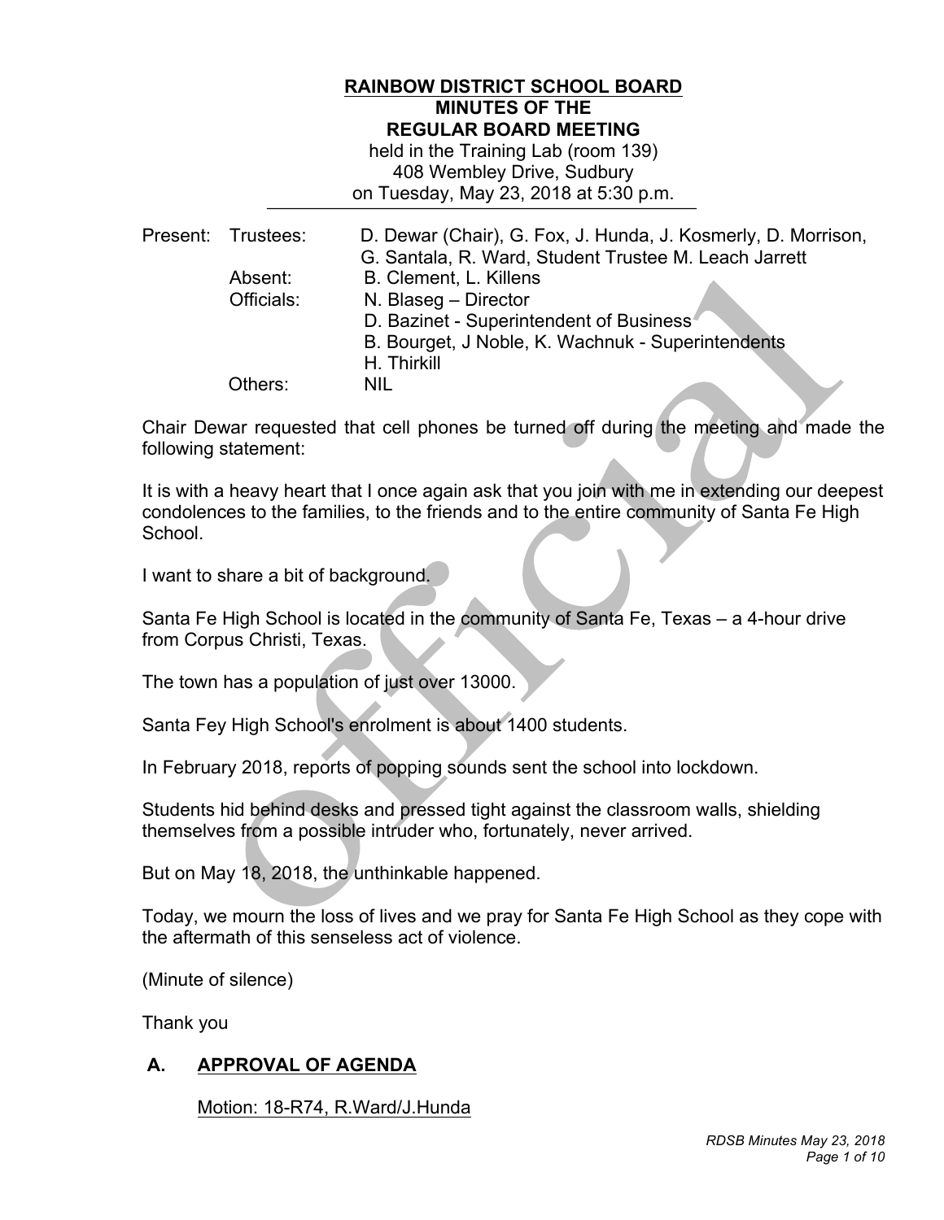**RAINBOW DISTRICT SCHOOL BOARD**
**MINUTES OF THE**
**REGULAR BOARD MEETING**
held in the Training Lab (room 139)
408 Wembley Drive, Sudbury
on Tuesday, May 23, 2018 at 5:30 p.m.

| Present: | Trustees: | D. Dewar (Chair), G. Fox, J. Hunda, J. Kosmerly, D. Morrison, G. Santala, R. Ward, Student Trustee M. Leach Jarrett |
|---|---|---|
| | Absent: | B. Clement, L. Killens |
| | Officials: | N. Blaseg – Director<br>D. Bazinet - Superintendent of Business<br>B. Bourget, J Noble, K. Wachnuk - Superintendents<br>H. Thirkill |
| | Others: | NIL |

Chair Dewar requested that cell phones be turned off during the meeting and made the following statement:

It is with a heavy heart that I once again ask that you join with me in extending our deepest condolences to the families, to the friends and to the entire community of Santa Fe High School.

I want to share a bit of background.

Santa Fe High School is located in the community of Santa Fe, Texas – a 4-hour drive from Corpus Christi, Texas.

The town has a population of just over 13000.

Santa Fey High School's enrolment is about 1400 students.

In February 2018, reports of popping sounds sent the school into lockdown.

Students hid behind desks and pressed tight against the classroom walls, shielding themselves from a possible intruder who, fortunately, never arrived.

But on May 18, 2018, the unthinkable happened.

Today, we mourn the loss of lives and we pray for Santa Fe High School as they cope with the aftermath of this senseless act of violence.

(Minute of silence)

Thank you

## A. APPROVAL OF AGENDA

Motion: 18-R74, R.Ward/J.Hunda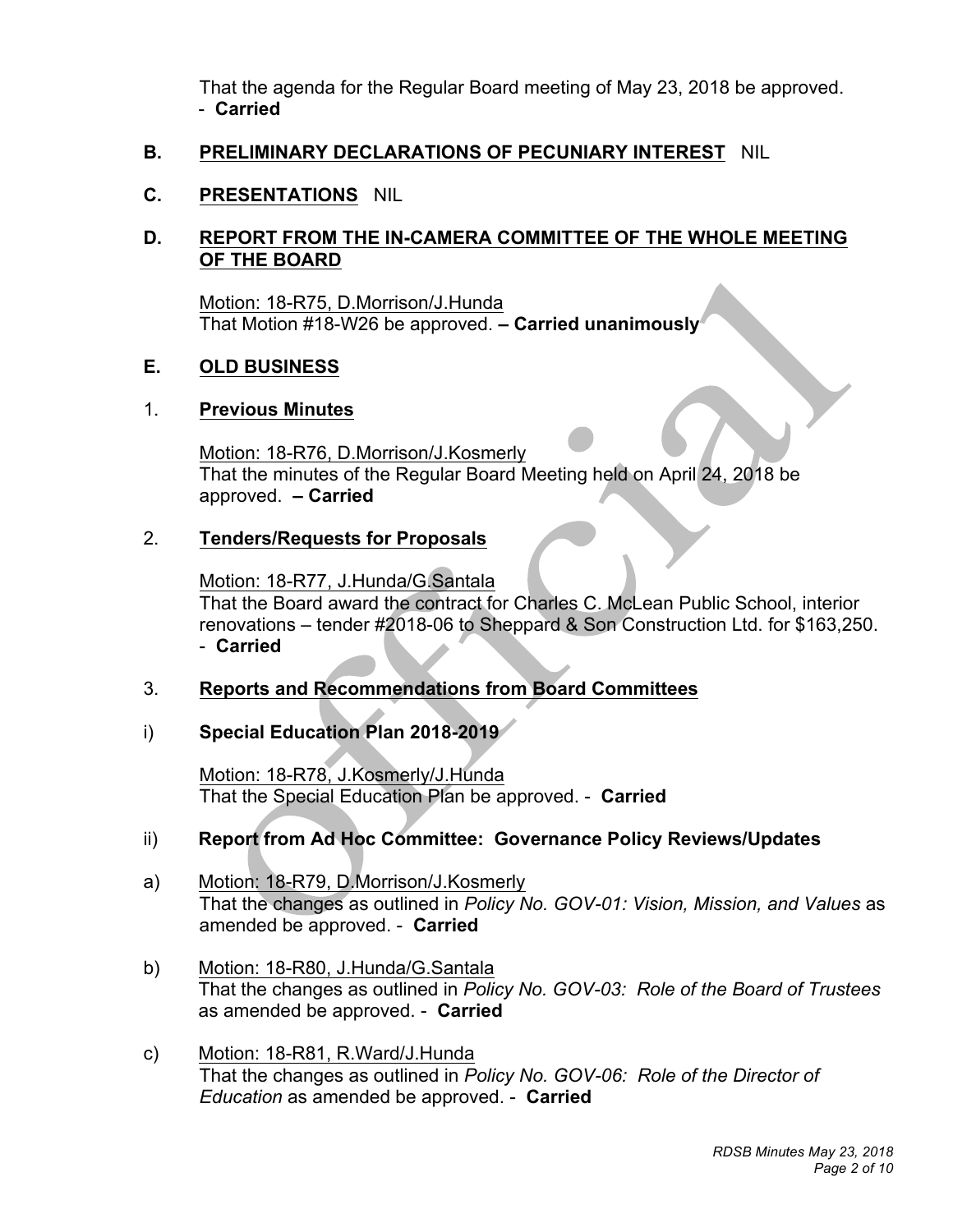That the agenda for the Regular Board meeting of May 23, 2018 be approved.
- **Carried**

## B. PRELIMINARY DECLARATIONS OF PECUNIARY INTEREST NIL

## C. PRESENTATIONS NIL

## D. REPORT FROM THE IN-CAMERA COMMITTEE OF THE WHOLE MEETING OF THE BOARD

Motion: 18-R75, D.Morrison/J.Hunda
That Motion #18-W26 be approved. **– Carried unanimously**

## E. OLD BUSINESS

### 1. Previous Minutes

Motion: 18-R76, D.Morrison/J.Kosmerly
That the minutes of the Regular Board Meeting held on April 24, 2018 be approved. **– Carried**

### 2. Tenders/Requests for Proposals

Motion: 18-R77, J.Hunda/G.Santala
That the Board award the contract for Charles C. McLean Public School, interior renovations – tender #2018-06 to Sheppard & Son Construction Ltd. for $163,250.
- **Carried**

### 3. Reports and Recommendations from Board Committees

#### i) Special Education Plan 2018-2019

Motion: 18-R78, J.Kosmerly/J.Hunda
That the Special Education Plan be approved. - **Carried**

#### ii) Report from Ad Hoc Committee: Governance Policy Reviews/Updates

a) Motion: 18-R79, D.Morrison/J.Kosmerly
That the changes as outlined in *Policy No. GOV-01: Vision, Mission, and Values* as amended be approved. - **Carried**

b) Motion: 18-R80, J.Hunda/G.Santala
That the changes as outlined in *Policy No. GOV-03: Role of the Board of Trustees* as amended be approved. - **Carried**

c) Motion: 18-R81, R.Ward/J.Hunda
That the changes as outlined in *Policy No. GOV-06: Role of the Director of Education* as amended be approved. - **Carried**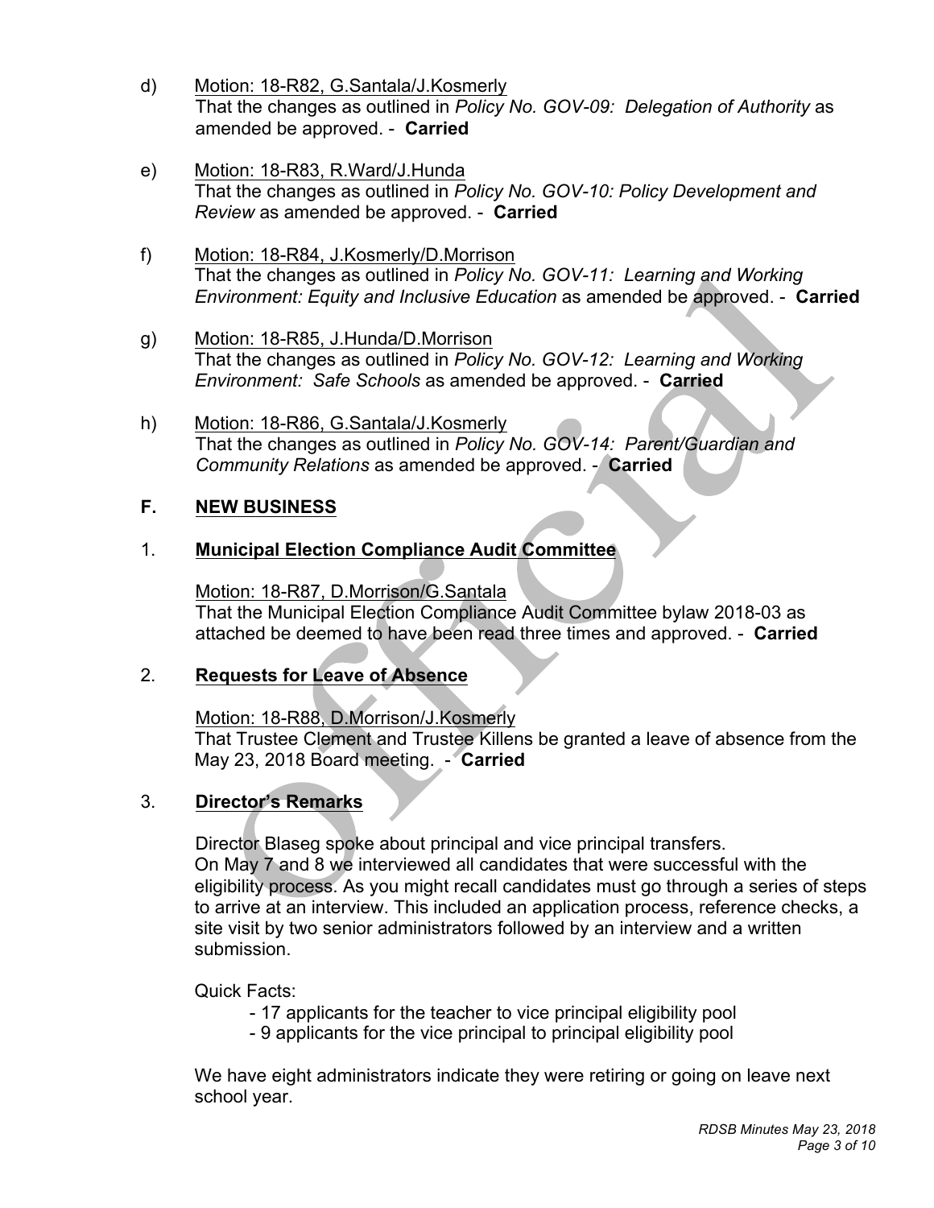d) <u>Motion: 18-R82, G.Santala/J.Kosmerly</u>
That the changes as outlined in *Policy No. GOV-09: Delegation of Authority* as amended be approved. - **Carried**

e) <u>Motion: 18-R83, R.Ward/J.Hunda</u>
That the changes as outlined in *Policy No. GOV-10: Policy Development and Review* as amended be approved. - **Carried**

f) <u>Motion: 18-R84, J.Kosmerly/D.Morrison</u>
That the changes as outlined in *Policy No. GOV-11: Learning and Working Environment: Equity and Inclusive Education* as amended be approved. - **Carried**

g) <u>Motion: 18-R85, J.Hunda/D.Morrison</u>
That the changes as outlined in *Policy No. GOV-12: Learning and Working Environment: Safe Schools* as amended be approved. - **Carried**

h) <u>Motion: 18-R86, G.Santala/J.Kosmerly</u>
That the changes as outlined in *Policy No. GOV-14: Parent/Guardian and Community Relations* as amended be approved. - **Carried**

## F. NEW BUSINESS

### 1. Municipal Election Compliance Audit Committee

<u>Motion: 18-R87, D.Morrison/G.Santala</u>
That the Municipal Election Compliance Audit Committee bylaw 2018-03 as attached be deemed to have been read three times and approved. - **Carried**

### 2. Requests for Leave of Absence

<u>Motion: 18-R88, D.Morrison/J.Kosmerly</u>
That Trustee Clement and Trustee Killens be granted a leave of absence from the May 23, 2018 Board meeting. - **Carried**

### 3. Director's Remarks

Director Blaseg spoke about principal and vice principal transfers.
On May 7 and 8 we interviewed all candidates that were successful with the eligibility process. As you might recall candidates must go through a series of steps to arrive at an interview. This included an application process, reference checks, a site visit by two senior administrators followed by an interview and a written submission.

Quick Facts:

- 17 applicants for the teacher to vice principal eligibility pool
- 9 applicants for the vice principal to principal eligibility pool

We have eight administrators indicate they were retiring or going on leave next school year.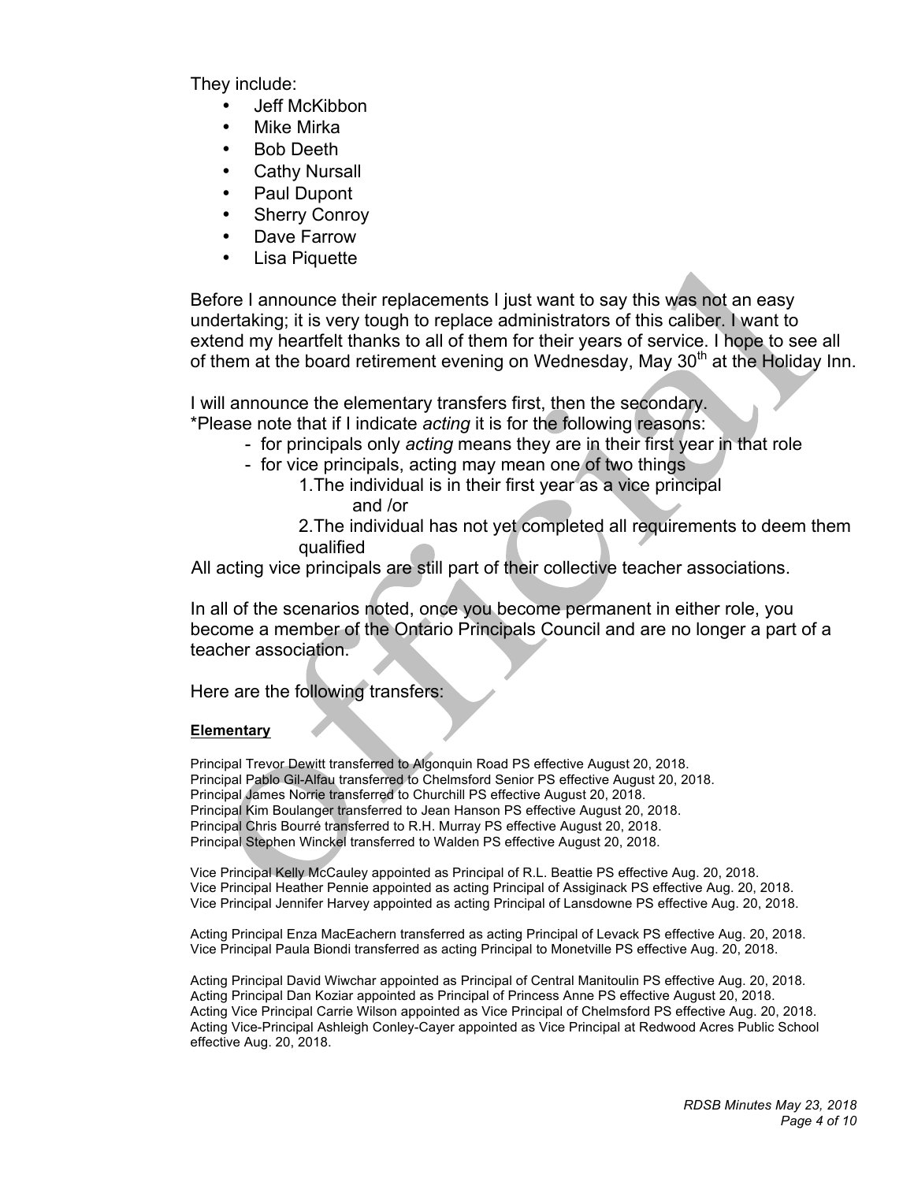They include:

- Jeff McKibbon
- Mike Mirka
- Bob Deeth
- Cathy Nursall
- Paul Dupont
- Sherry Conroy
- Dave Farrow
- Lisa Piquette

Before I announce their replacements I just want to say this was not an easy undertaking; it is very tough to replace administrators of this caliber. I want to extend my heartfelt thanks to all of them for their years of service. I hope to see all of them at the board retirement evening on Wednesday, May 30th at the Holiday Inn.

I will announce the elementary transfers first, then the secondary.
*Please note that if I indicate *acting* it is for the following reasons:

- for principals only *acting* means they are in their first year in that role
- for vice principals, acting may mean one of two things
  1. The individual is in their first year as a vice principal
     and /or
  2. The individual has not yet completed all requirements to deem them qualified

All acting vice principals are still part of their collective teacher associations.

In all of the scenarios noted, once you become permanent in either role, you become a member of the Ontario Principals Council and are no longer a part of a teacher association.

Here are the following transfers:

**Elementary**

Principal Trevor Dewitt transferred to Algonquin Road PS effective August 20, 2018.
Principal Pablo Gil-Alfau transferred to Chelmsford Senior PS effective August 20, 2018.
Principal James Norrie transferred to Churchill PS effective August 20, 2018.
Principal Kim Boulanger transferred to Jean Hanson PS effective August 20, 2018.
Principal Chris Bourré transferred to R.H. Murray PS effective August 20, 2018.
Principal Stephen Winckel transferred to Walden PS effective August 20, 2018.

Vice Principal Kelly McCauley appointed as Principal of R.L. Beattie PS effective Aug. 20, 2018.
Vice Principal Heather Pennie appointed as acting Principal of Assiginack PS effective Aug. 20, 2018.
Vice Principal Jennifer Harvey appointed as acting Principal of Lansdowne PS effective Aug. 20, 2018.

Acting Principal Enza MacEachern transferred as acting Principal of Levack PS effective Aug. 20, 2018.
Vice Principal Paula Biondi transferred as acting Principal to Monetville PS effective Aug. 20, 2018.

Acting Principal David Wiwchar appointed as Principal of Central Manitoulin PS effective Aug. 20, 2018.
Acting Principal Dan Koziar appointed as Principal of Princess Anne PS effective August 20, 2018.
Acting Vice Principal Carrie Wilson appointed as Vice Principal of Chelmsford PS effective Aug. 20, 2018.
Acting Vice-Principal Ashleigh Conley-Cayer appointed as Vice Principal at Redwood Acres Public School effective Aug. 20, 2018.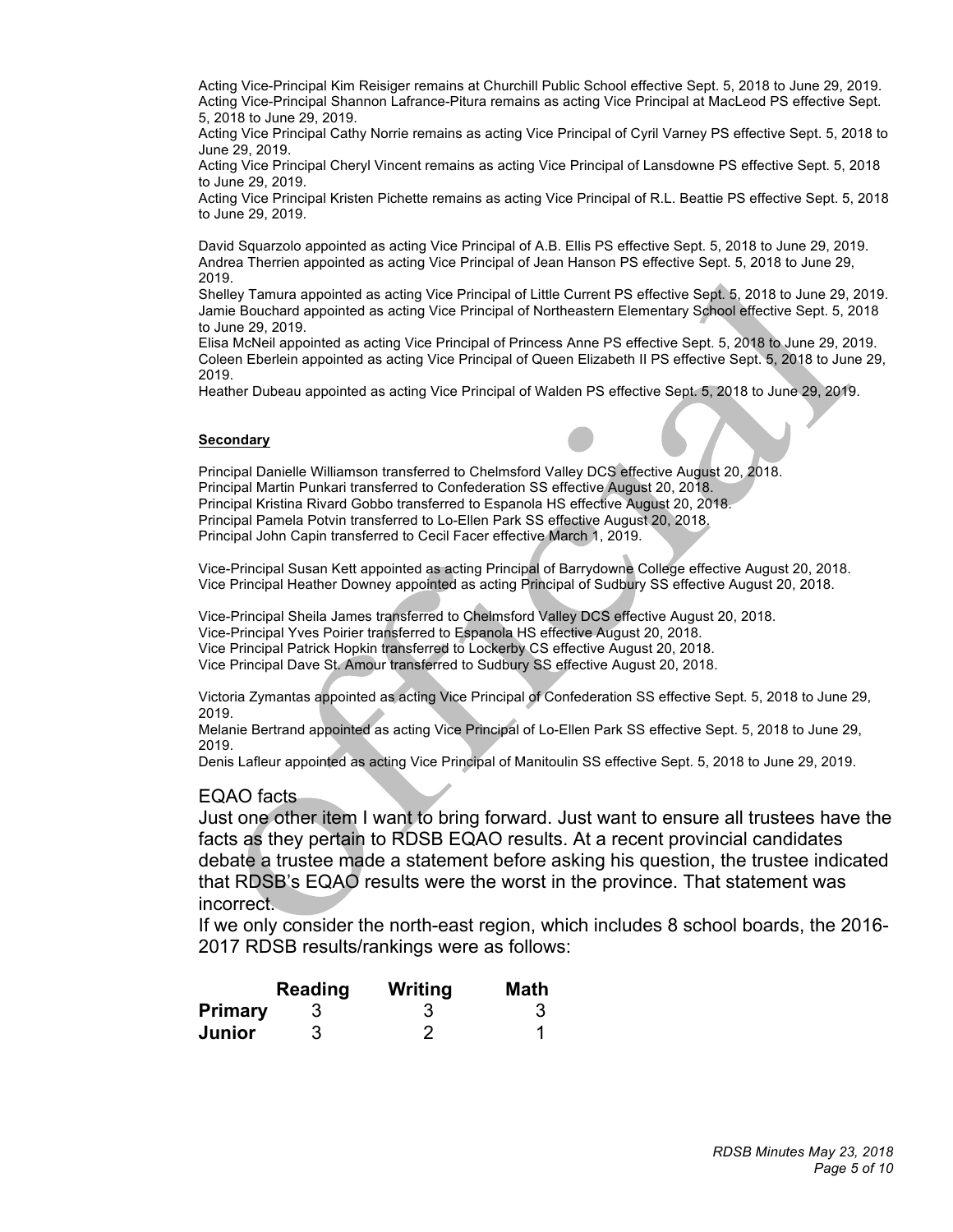Acting Vice-Principal Kim Reisiger remains at Churchill Public School effective Sept. 5, 2018 to June 29, 2019.
Acting Vice-Principal Shannon Lafrance-Pitura remains as acting Vice Principal at MacLeod PS effective Sept. 5, 2018 to June 29, 2019.
Acting Vice Principal Cathy Norrie remains as acting Vice Principal of Cyril Varney PS effective Sept. 5, 2018 to June 29, 2019.
Acting Vice Principal Cheryl Vincent remains as acting Vice Principal of Lansdowne PS effective Sept. 5, 2018 to June 29, 2019.
Acting Vice Principal Kristen Pichette remains as acting Vice Principal of R.L. Beattie PS effective Sept. 5, 2018 to June 29, 2019.

David Squarzolo appointed as acting Vice Principal of A.B. Ellis PS effective Sept. 5, 2018 to June 29, 2019.
Andrea Therrien appointed as acting Vice Principal of Jean Hanson PS effective Sept. 5, 2018 to June 29, 2019.
Shelley Tamura appointed as acting Vice Principal of Little Current PS effective Sept. 5, 2018 to June 29, 2019.
Jamie Bouchard appointed as acting Vice Principal of Northeastern Elementary School effective Sept. 5, 2018 to June 29, 2019.
Elisa McNeil appointed as acting Vice Principal of Princess Anne PS effective Sept. 5, 2018 to June 29, 2019.
Coleen Eberlein appointed as acting Vice Principal of Queen Elizabeth II PS effective Sept. 5, 2018 to June 29, 2019.
Heather Dubeau appointed as acting Vice Principal of Walden PS effective Sept. 5, 2018 to June 29, 2019.

**Secondary**

Principal Danielle Williamson transferred to Chelmsford Valley DCS effective August 20, 2018.
Principal Martin Punkari transferred to Confederation SS effective August 20, 2018.
Principal Kristina Rivard Gobbo transferred to Espanola HS effective August 20, 2018.
Principal Pamela Potvin transferred to Lo-Ellen Park SS effective August 20, 2018.
Principal John Capin transferred to Cecil Facer effective March 1, 2019.

Vice-Principal Susan Kett appointed as acting Principal of Barrydowne College effective August 20, 2018.
Vice Principal Heather Downey appointed as acting Principal of Sudbury SS effective August 20, 2018.

Vice-Principal Sheila James transferred to Chelmsford Valley DCS effective August 20, 2018.
Vice-Principal Yves Poirier transferred to Espanola HS effective August 20, 2018.
Vice Principal Patrick Hopkin transferred to Lockerby CS effective August 20, 2018.
Vice Principal Dave St. Amour transferred to Sudbury SS effective August 20, 2018.

Victoria Zymantas appointed as acting Vice Principal of Confederation SS effective Sept. 5, 2018 to June 29, 2019.
Melanie Bertrand appointed as acting Vice Principal of Lo-Ellen Park SS effective Sept. 5, 2018 to June 29, 2019.
Denis Lafleur appointed as acting Vice Principal of Manitoulin SS effective Sept. 5, 2018 to June 29, 2019.

## EQAO facts

Just one other item I want to bring forward. Just want to ensure all trustees have the facts as they pertain to RDSB EQAO results. At a recent provincial candidates debate a trustee made a statement before asking his question, the trustee indicated that RDSB's EQAO results were the worst in the province. That statement was incorrect.

If we only consider the north-east region, which includes 8 school boards, the 2016-2017 RDSB results/rankings were as follows:

| | Reading | Writing | Math |
|---|---|---|---|
| **Primary** | 3 | 3 | 3 |
| **Junior** | 3 | 2 | 1 |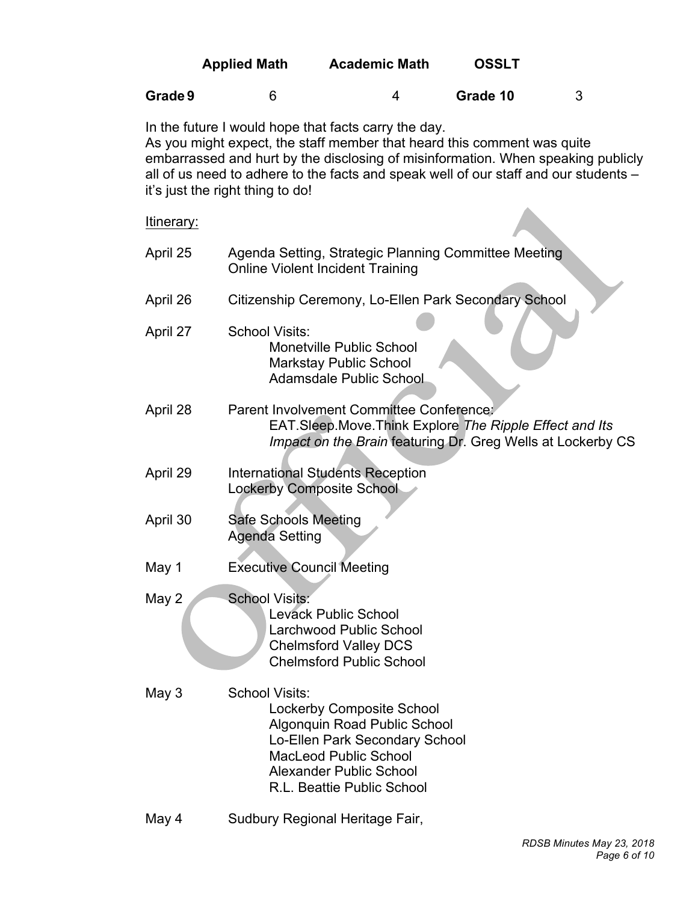|  | Applied Math | Academic Math | OSSLT |  |
|---|---|---|---|---|
| **Grade 9** | 6 | 4 | **Grade 10** | 3 |

In the future I would hope that facts carry the day.
As you might expect, the staff member that heard this comment was quite embarrassed and hurt by the disclosing of misinformation. When speaking publicly all of us need to adhere to the facts and speak well of our staff and our students – it's just the right thing to do!

Itinerary:

April 25 — Agenda Setting, Strategic Planning Committee Meeting
Online Violent Incident Training

April 26 — Citizenship Ceremony, Lo-Ellen Park Secondary School

April 27 — School Visits:
- Monetville Public School
- Markstay Public School
- Adamsdale Public School

April 28 — Parent Involvement Committee Conference:
EAT.Sleep.Move.Think Explore *The Ripple Effect and Its Impact on the Brain* featuring Dr. Greg Wells at Lockerby CS

April 29 — International Students Reception
Lockerby Composite School

April 30 — Safe Schools Meeting
Agenda Setting

May 1 — Executive Council Meeting

May 2 — School Visits:
- Levack Public School
- Larchwood Public School
- Chelmsford Valley DCS
- Chelmsford Public School

May 3 — School Visits:
- Lockerby Composite School
- Algonquin Road Public School
- Lo-Ellen Park Secondary School
- MacLeod Public School
- Alexander Public School
- R.L. Beattie Public School

May 4 — Sudbury Regional Heritage Fair,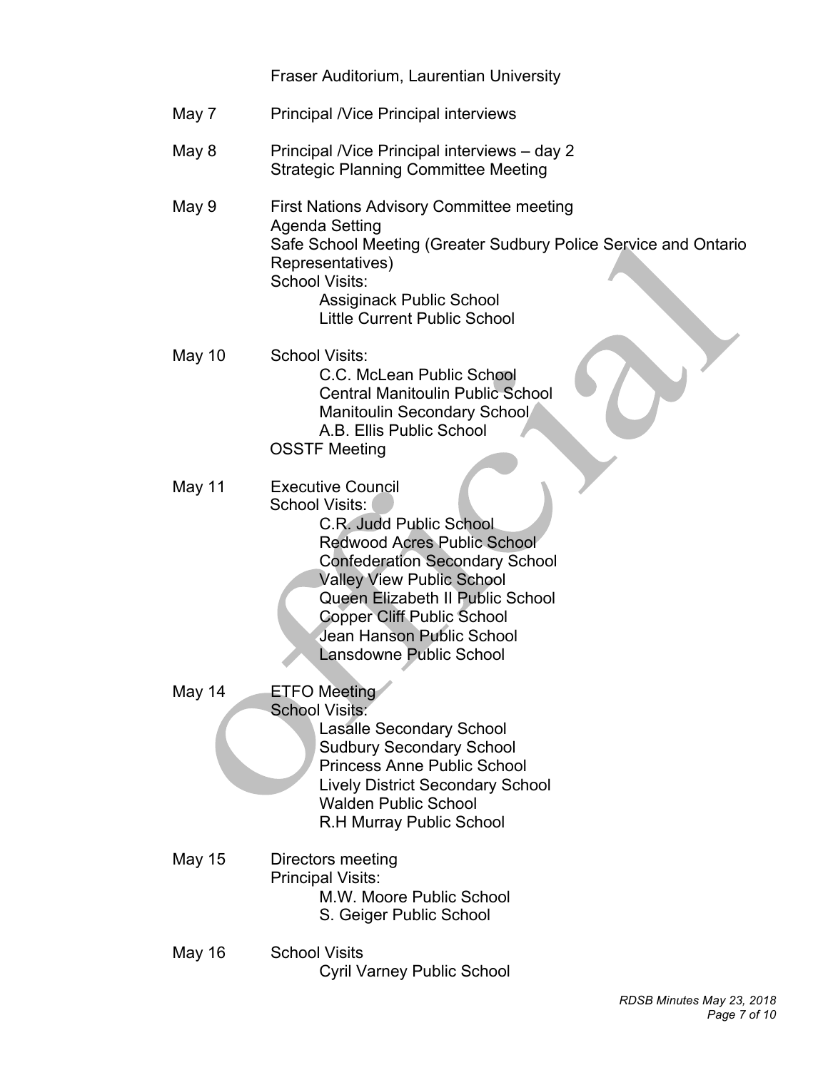Fraser Auditorium, Laurentian University

| | |
|---|---|
| May 7 | Principal /Vice Principal interviews |
| May 8 | Principal /Vice Principal interviews – day 2<br>Strategic Planning Committee Meeting |
| May 9 | First Nations Advisory Committee meeting<br>Agenda Setting<br>Safe School Meeting (Greater Sudbury Police Service and Ontario Representatives)<br>School Visits:<br>Assiginack Public School<br>Little Current Public School |
| May 10 | School Visits:<br>C.C. McLean Public School<br>Central Manitoulin Public School<br>Manitoulin Secondary School<br>A.B. Ellis Public School<br>OSSTF Meeting |
| May 11 | Executive Council<br>School Visits:<br>C.R. Judd Public School<br>Redwood Acres Public School<br>Confederation Secondary School<br>Valley View Public School<br>Queen Elizabeth II Public School<br>Copper Cliff Public School<br>Jean Hanson Public School<br>Lansdowne Public School |
| May 14 | ETFO Meeting<br>School Visits:<br>Lasalle Secondary School<br>Sudbury Secondary School<br>Princess Anne Public School<br>Lively District Secondary School<br>Walden Public School<br>R.H Murray Public School |
| May 15 | Directors meeting<br>Principal Visits:<br>M.W. Moore Public School<br>S. Geiger Public School |
| May 16 | School Visits<br>Cyril Varney Public School |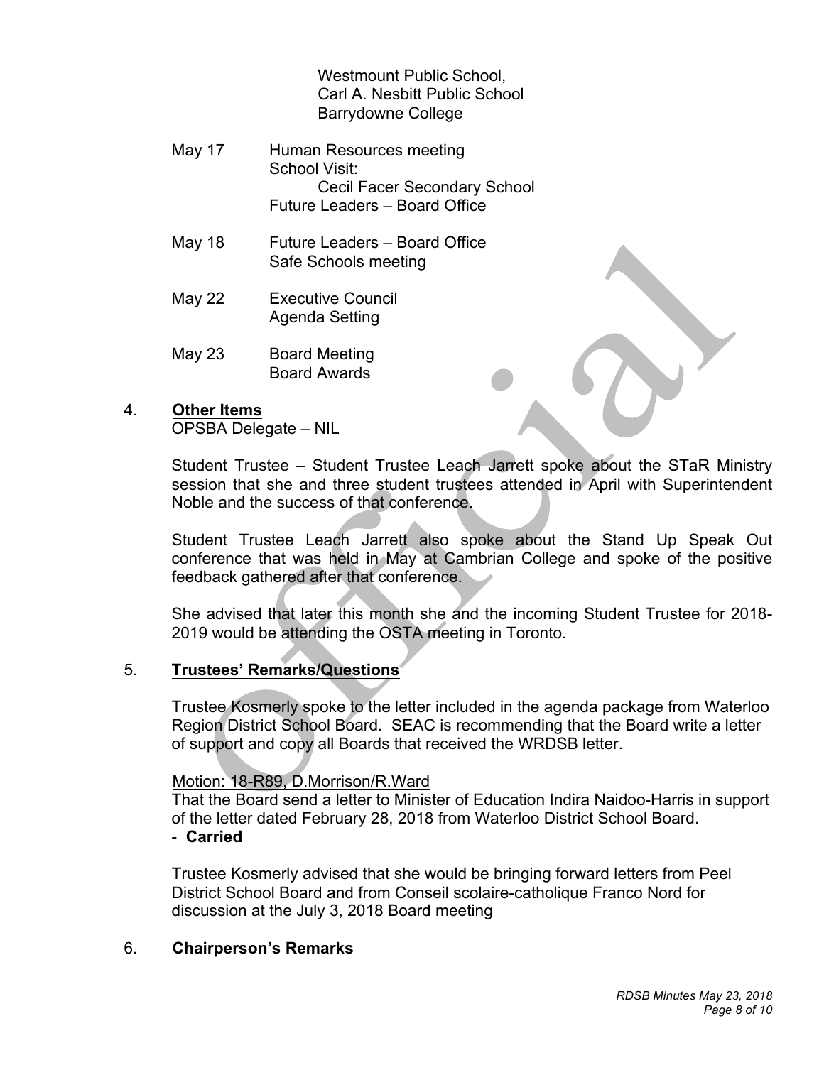Westmount Public School,
Carl A. Nesbitt Public School
Barrydowne College

May 17 Human Resources meeting
School Visit:
Cecil Facer Secondary School
Future Leaders – Board Office

May 18 Future Leaders – Board Office
Safe Schools meeting

May 22 Executive Council
Agenda Setting

May 23 Board Meeting
Board Awards

4. **Other Items**

OPSBA Delegate – NIL

Student Trustee – Student Trustee Leach Jarrett spoke about the STaR Ministry session that she and three student trustees attended in April with Superintendent Noble and the success of that conference.

Student Trustee Leach Jarrett also spoke about the Stand Up Speak Out conference that was held in May at Cambrian College and spoke of the positive feedback gathered after that conference.

She advised that later this month she and the incoming Student Trustee for 2018-2019 would be attending the OSTA meeting in Toronto.

5. **Trustees' Remarks/Questions**

Trustee Kosmerly spoke to the letter included in the agenda package from Waterloo Region District School Board. SEAC is recommending that the Board write a letter of support and copy all Boards that received the WRDSB letter.

Motion: 18-R89, D.Morrison/R.Ward
That the Board send a letter to Minister of Education Indira Naidoo-Harris in support of the letter dated February 28, 2018 from Waterloo District School Board.
- **Carried**

Trustee Kosmerly advised that she would be bringing forward letters from Peel District School Board and from Conseil scolaire-catholique Franco Nord for discussion at the July 3, 2018 Board meeting

6. **Chairperson's Remarks**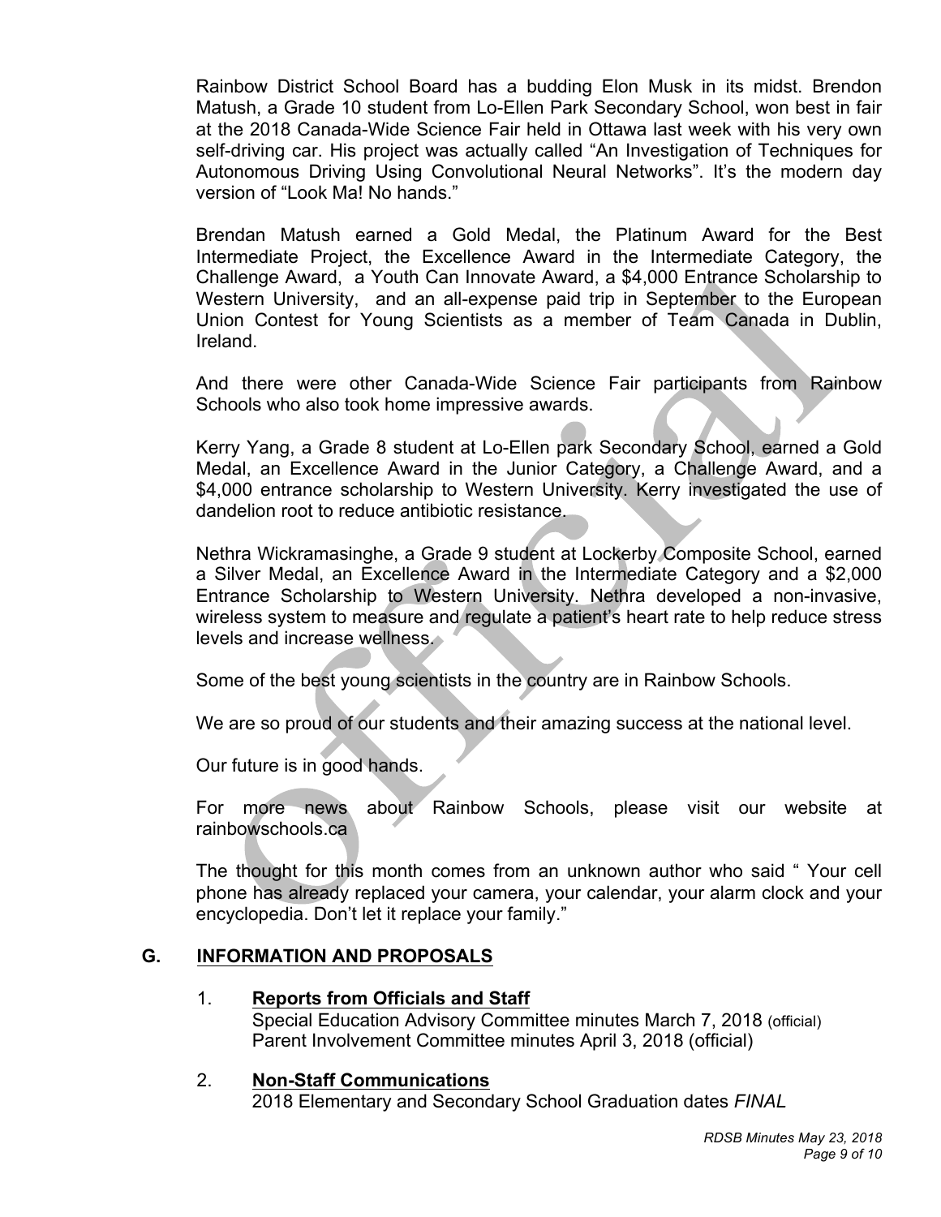Rainbow District School Board has a budding Elon Musk in its midst. Brendon Matush, a Grade 10 student from Lo-Ellen Park Secondary School, won best in fair at the 2018 Canada-Wide Science Fair held in Ottawa last week with his very own self-driving car. His project was actually called "An Investigation of Techniques for Autonomous Driving Using Convolutional Neural Networks". It's the modern day version of "Look Ma! No hands."

Brendan Matush earned a Gold Medal, the Platinum Award for the Best Intermediate Project, the Excellence Award in the Intermediate Category, the Challenge Award, a Youth Can Innovate Award, a $4,000 Entrance Scholarship to Western University, and an all-expense paid trip in September to the European Union Contest for Young Scientists as a member of Team Canada in Dublin, Ireland.

And there were other Canada-Wide Science Fair participants from Rainbow Schools who also took home impressive awards.

Kerry Yang, a Grade 8 student at Lo-Ellen park Secondary School, earned a Gold Medal, an Excellence Award in the Junior Category, a Challenge Award, and a $4,000 entrance scholarship to Western University. Kerry investigated the use of dandelion root to reduce antibiotic resistance.

Nethra Wickramasinghe, a Grade 9 student at Lockerby Composite School, earned a Silver Medal, an Excellence Award in the Intermediate Category and a $2,000 Entrance Scholarship to Western University. Nethra developed a non-invasive, wireless system to measure and regulate a patient's heart rate to help reduce stress levels and increase wellness.

Some of the best young scientists in the country are in Rainbow Schools.

We are so proud of our students and their amazing success at the national level.

Our future is in good hands.

For more news about Rainbow Schools, please visit our website at rainbowschools.ca

The thought for this month comes from an unknown author who said " Your cell phone has already replaced your camera, your calendar, your alarm clock and your encyclopedia. Don't let it replace your family."

## G. INFORMATION AND PROPOSALS

1. **Reports from Officials and Staff**
   Special Education Advisory Committee minutes March 7, 2018 (official)
   Parent Involvement Committee minutes April 3, 2018 (official)

2. **Non-Staff Communications**
   2018 Elementary and Secondary School Graduation dates *FINAL*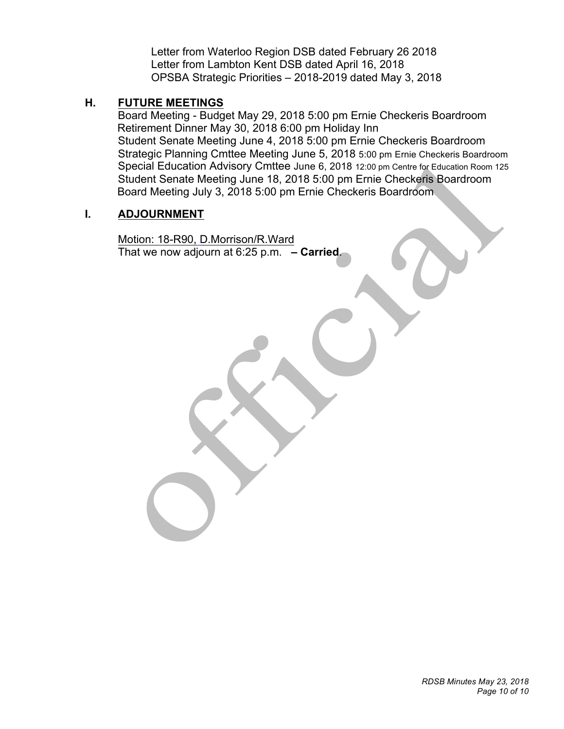Letter from Waterloo Region DSB dated February 26 2018
Letter from Lambton Kent DSB dated April 16, 2018
OPSBA Strategic Priorities – 2018-2019 dated May 3, 2018

## H. FUTURE MEETINGS

Board Meeting - Budget May 29, 2018 5:00 pm Ernie Checkeris Boardroom
Retirement Dinner May 30, 2018 6:00 pm Holiday Inn
Student Senate Meeting June 4, 2018 5:00 pm Ernie Checkeris Boardroom
Strategic Planning Cmttee Meeting June 5, 2018 5:00 pm Ernie Checkeris Boardroom
Special Education Advisory Cmttee June 6, 2018 12:00 pm Centre for Education Room 125
Student Senate Meeting June 18, 2018 5:00 pm Ernie Checkeris Boardroom
Board Meeting July 3, 2018 5:00 pm Ernie Checkeris Boardroom

## I. ADJOURNMENT

Motion: 18-R90, D.Morrison/R.Ward
That we now adjourn at 6:25 p.m. **– Carried.**